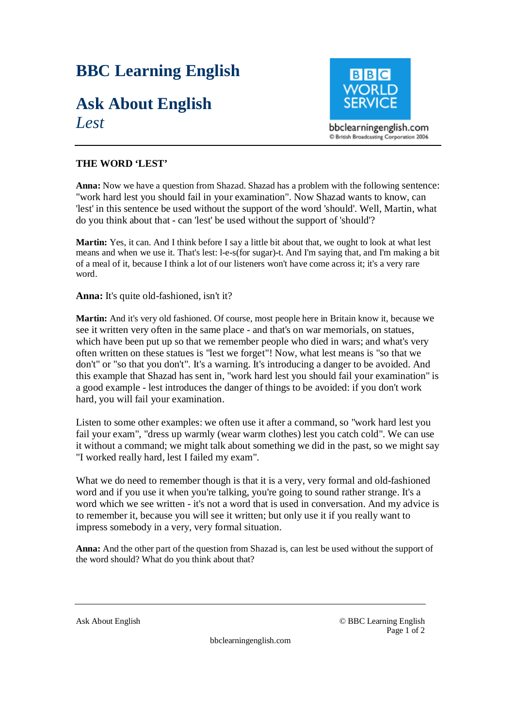# BBC Learning English

## Ask About English

*Lest*

bbclearningenglish.com
© British Broadcasting Corporation 2006

**THE WORD 'LEST'**

**Anna:** Now we have a question from Shazad. Shazad has a problem with the following sentence: "work hard lest you should fail in your examination". Now Shazad wants to know, can 'lest' in this sentence be used without the support of the word 'should'. Well, Martin, what do you think about that - can 'lest' be used without the support of 'should'?

**Martin:** Yes, it can. And I think before I say a little bit about that, we ought to look at what lest means and when we use it. That's lest: l-e-s(for sugar)-t. And I'm saying that, and I'm making a bit of a meal of it, because I think a lot of our listeners won't have come across it; it's a very rare word.

**Anna:** It's quite old-fashioned, isn't it?

**Martin:** And it's very old fashioned. Of course, most people here in Britain know it, because we see it written very often in the same place - and that's on war memorials, on statues, which have been put up so that we remember people who died in wars; and what's very often written on these statues is "lest we forget"! Now, what lest means is "so that we don't" or "so that you don't". It's a warning. It's introducing a danger to be avoided. And this example that Shazad has sent in, "work hard lest you should fail your examination" is a good example - lest introduces the danger of things to be avoided: if you don't work hard, you will fail your examination.

Listen to some other examples: we often use it after a command, so "work hard lest you fail your exam", "dress up warmly (wear warm clothes) lest you catch cold". We can use it without a command; we might talk about something we did in the past, so we might say "I worked really hard, lest I failed my exam".

What we do need to remember though is that it is a very, very formal and old-fashioned word and if you use it when you're talking, you're going to sound rather strange. It's a word which we see written - it's not a word that is used in conversation. And my advice is to remember it, because you will see it written; but only use it if you really want to impress somebody in a very, very formal situation.

**Anna:** And the other part of the question from Shazad is, can lest be used without the support of the word should? What do you think about that?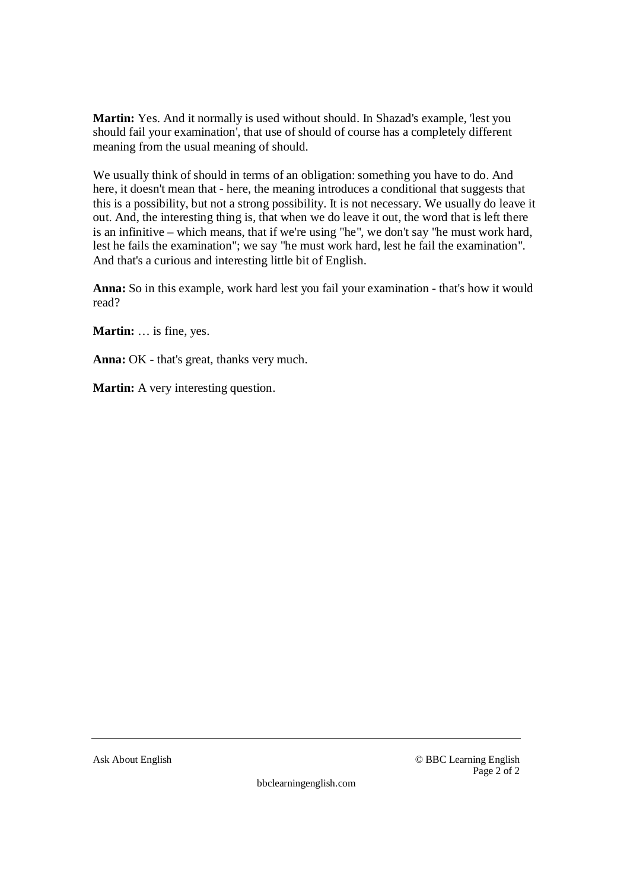**Martin:** Yes. And it normally is used without should. In Shazad's example, 'lest you should fail your examination', that use of should of course has a completely different meaning from the usual meaning of should.

We usually think of should in terms of an obligation: something you have to do. And here, it doesn't mean that - here, the meaning introduces a conditional that suggests that this is a possibility, but not a strong possibility. It is not necessary. We usually do leave it out. And, the interesting thing is, that when we do leave it out, the word that is left there is an infinitive – which means, that if we're using "he", we don't say "he must work hard, lest he fails the examination"; we say "he must work hard, lest he fail the examination". And that's a curious and interesting little bit of English.

**Anna:** So in this example, work hard lest you fail your examination - that's how it would read?

**Martin:** … is fine, yes.

**Anna:** OK - that's great, thanks very much.

**Martin:** A very interesting question.